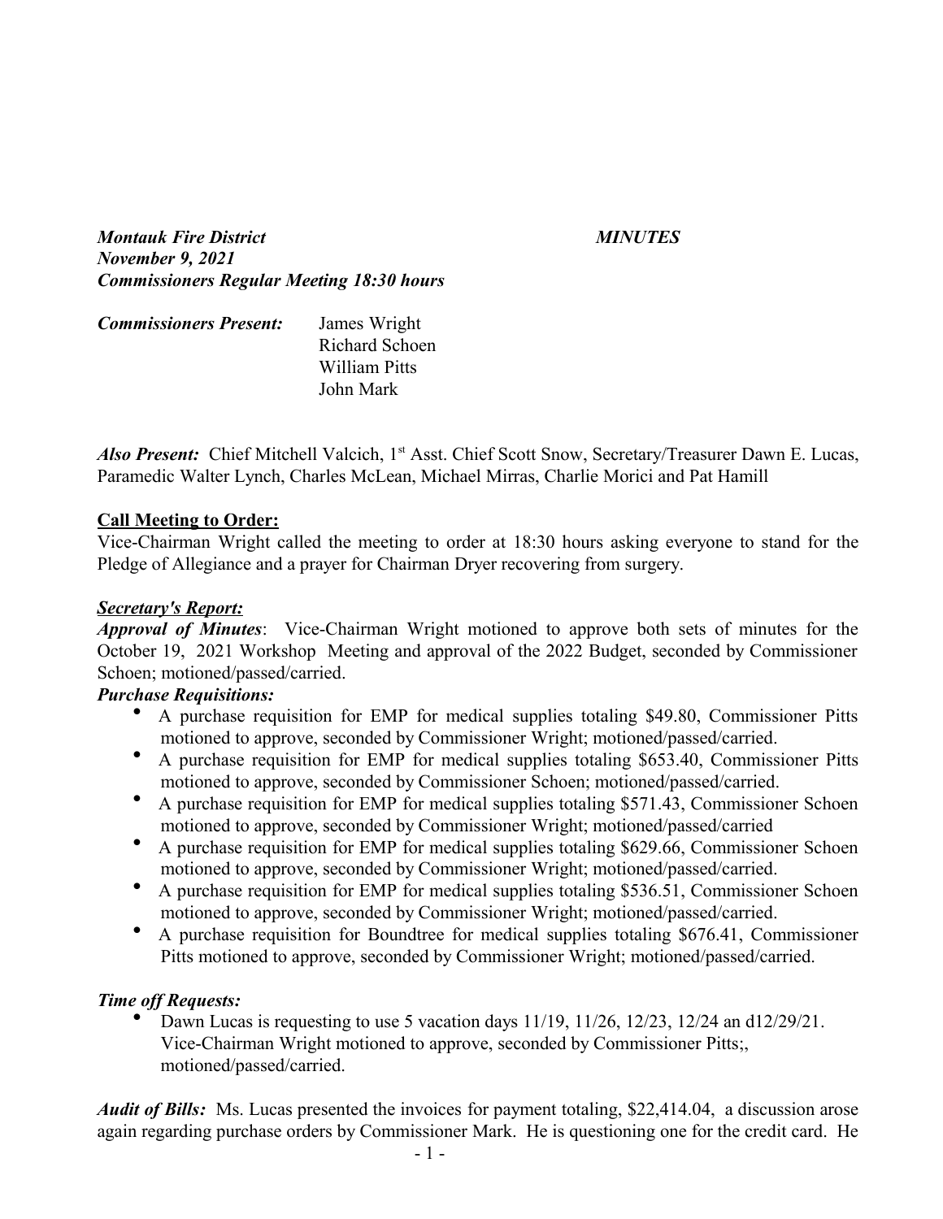***Montauk Fire District*** ***MINUTES***
***November 9, 2021***
***Commissioners Regular Meeting 18:30 hours***

***Commissioners Present:*** James Wright
Richard Schoen
William Pitts
John Mark

***Also Present:*** Chief Mitchell Valcich, 1st Asst. Chief Scott Snow, Secretary/Treasurer Dawn E. Lucas, Paramedic Walter Lynch, Charles McLean, Michael Mirras, Charlie Morici and Pat Hamill

**Call Meeting to Order:**
Vice-Chairman Wright called the meeting to order at 18:30 hours asking everyone to stand for the Pledge of Allegiance and a prayer for Chairman Dryer recovering from surgery.

***Secretary's Report:***
***Approval of Minutes***: Vice-Chairman Wright motioned to approve both sets of minutes for the October 19, 2021 Workshop Meeting and approval of the 2022 Budget, seconded by Commissioner Schoen; motioned/passed/carried.

***Purchase Requisitions:***

- A purchase requisition for EMP for medical supplies totaling $49.80, Commissioner Pitts motioned to approve, seconded by Commissioner Wright; motioned/passed/carried.
- A purchase requisition for EMP for medical supplies totaling $653.40, Commissioner Pitts motioned to approve, seconded by Commissioner Schoen; motioned/passed/carried.
- A purchase requisition for EMP for medical supplies totaling $571.43, Commissioner Schoen motioned to approve, seconded by Commissioner Wright; motioned/passed/carried
- A purchase requisition for EMP for medical supplies totaling $629.66, Commissioner Schoen motioned to approve, seconded by Commissioner Wright; motioned/passed/carried.
- A purchase requisition for EMP for medical supplies totaling $536.51, Commissioner Schoen motioned to approve, seconded by Commissioner Wright; motioned/passed/carried.
- A purchase requisition for Boundtree for medical supplies totaling $676.41, Commissioner Pitts motioned to approve, seconded by Commissioner Wright; motioned/passed/carried.

***Time off Requests:***

- Dawn Lucas is requesting to use 5 vacation days 11/19, 11/26, 12/23, 12/24 an d12/29/21. Vice-Chairman Wright motioned to approve, seconded by Commissioner Pitts;, motioned/passed/carried.

***Audit of Bills:*** Ms. Lucas presented the invoices for payment totaling, $22,414.04, a discussion arose again regarding purchase orders by Commissioner Mark. He is questioning one for the credit card. He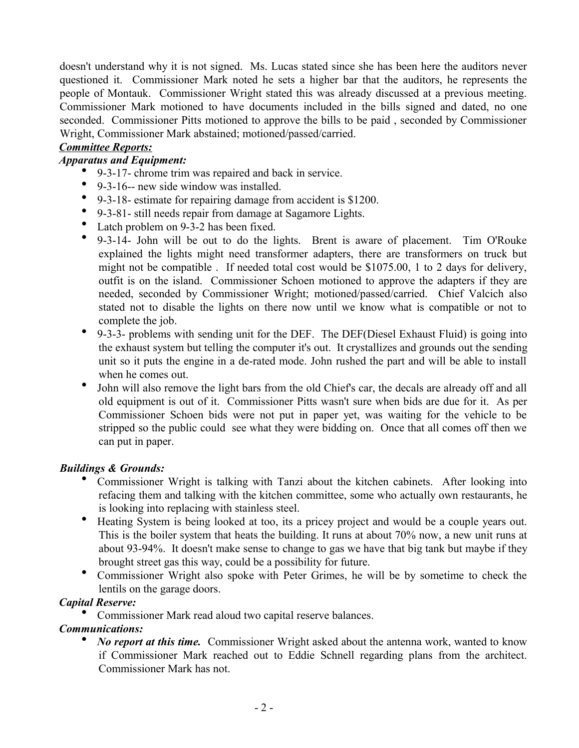doesn't understand why it is not signed. Ms. Lucas stated since she has been here the auditors never questioned it. Commissioner Mark noted he sets a higher bar that the auditors, he represents the people of Montauk. Commissioner Wright stated this was already discussed at a previous meeting. Commissioner Mark motioned to have documents included in the bills signed and dated, no one seconded. Commissioner Pitts motioned to approve the bills to be paid , seconded by Commissioner Wright, Commissioner Mark abstained; motioned/passed/carried.

***Committee Reports:***

***Apparatus and Equipment:***

- 9-3-17- chrome trim was repaired and back in service.
- 9-3-16-- new side window was installed.
- 9-3-18- estimate for repairing damage from accident is $1200.
- 9-3-81- still needs repair from damage at Sagamore Lights.
- Latch problem on 9-3-2 has been fixed.
- 9-3-14- John will be out to do the lights. Brent is aware of placement. Tim O'Rouke explained the lights might need transformer adapters, there are transformers on truck but might not be compatible . If needed total cost would be $1075.00, 1 to 2 days for delivery, outfit is on the island. Commissioner Schoen motioned to approve the adapters if they are needed, seconded by Commissioner Wright; motioned/passed/carried. Chief Valcich also stated not to disable the lights on there now until we know what is compatible or not to complete the job.
- 9-3-3- problems with sending unit for the DEF. The DEF(Diesel Exhaust Fluid) is going into the exhaust system but telling the computer it's out. It crystallizes and grounds out the sending unit so it puts the engine in a de-rated mode. John rushed the part and will be able to install when he comes out.
- John will also remove the light bars from the old Chief's car, the decals are already off and all old equipment is out of it. Commissioner Pitts wasn't sure when bids are due for it. As per Commissioner Schoen bids were not put in paper yet, was waiting for the vehicle to be stripped so the public could see what they were bidding on. Once that all comes off then we can put in paper.

***Buildings & Grounds:***

- Commissioner Wright is talking with Tanzi about the kitchen cabinets. After looking into refacing them and talking with the kitchen committee, some who actually own restaurants, he is looking into replacing with stainless steel.
- Heating System is being looked at too, its a pricey project and would be a couple years out. This is the boiler system that heats the building. It runs at about 70% now, a new unit runs at about 93-94%. It doesn't make sense to change to gas we have that big tank but maybe if they brought street gas this way, could be a possibility for future.
- Commissioner Wright also spoke with Peter Grimes, he will be by sometime to check the lentils on the garage doors.

***Capital Reserve:***

- Commissioner Mark read aloud two capital reserve balances.

***Communications:***

- ***No report at this time.*** Commissioner Wright asked about the antenna work, wanted to know if Commissioner Mark reached out to Eddie Schnell regarding plans from the architect. Commissioner Mark has not.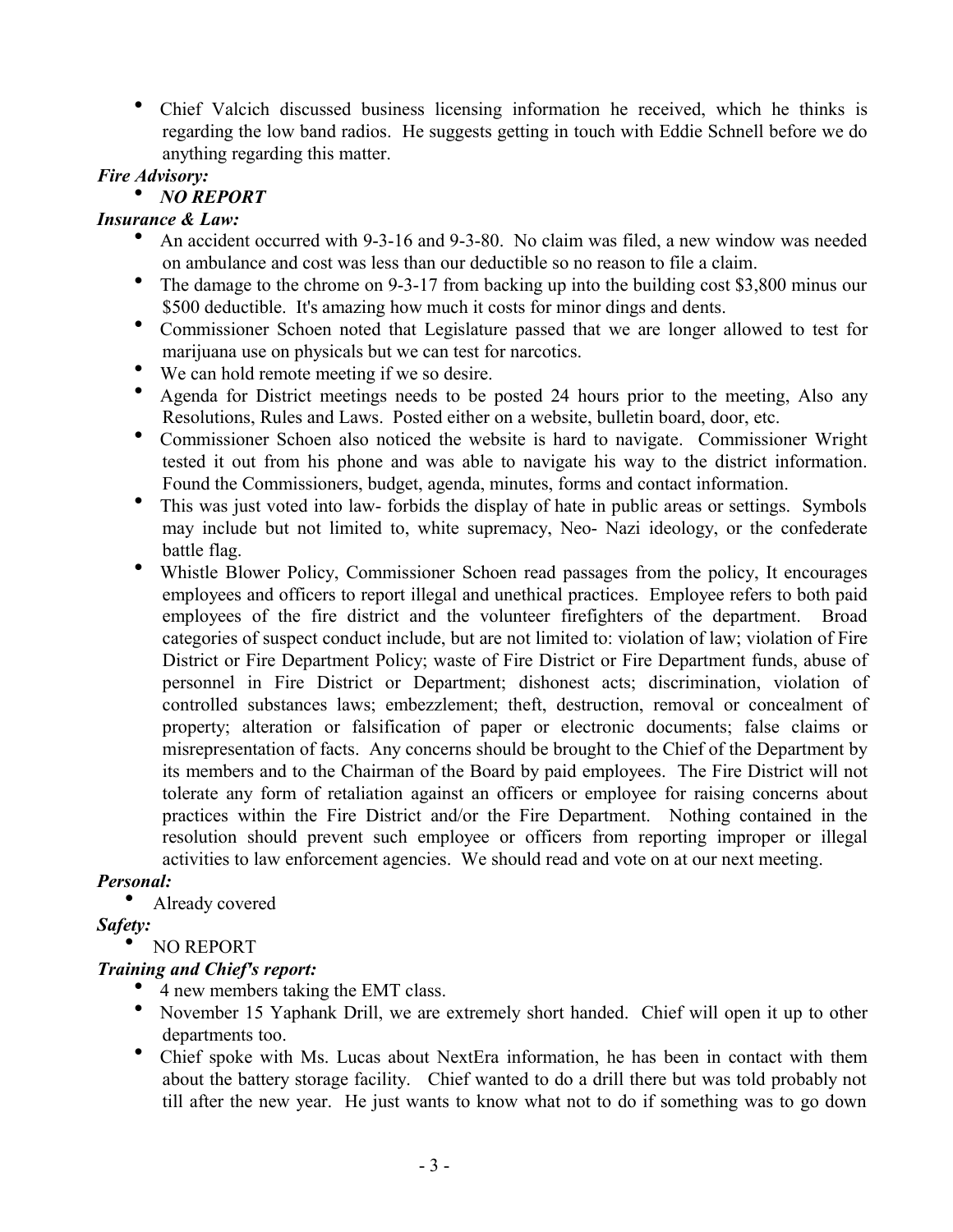- Chief Valcich discussed business licensing information he received, which he thinks is regarding the low band radios. He suggests getting in touch with Eddie Schnell before we do anything regarding this matter.

***Fire Advisory:***

- ***NO REPORT***

***Insurance & Law:***

- An accident occurred with 9-3-16 and 9-3-80. No claim was filed, a new window was needed on ambulance and cost was less than our deductible so no reason to file a claim.
- The damage to the chrome on 9-3-17 from backing up into the building cost $3,800 minus our $500 deductible. It's amazing how much it costs for minor dings and dents.
- Commissioner Schoen noted that Legislature passed that we are longer allowed to test for marijuana use on physicals but we can test for narcotics.
- We can hold remote meeting if we so desire.
- Agenda for District meetings needs to be posted 24 hours prior to the meeting, Also any Resolutions, Rules and Laws. Posted either on a website, bulletin board, door, etc.
- Commissioner Schoen also noticed the website is hard to navigate. Commissioner Wright tested it out from his phone and was able to navigate his way to the district information. Found the Commissioners, budget, agenda, minutes, forms and contact information.
- This was just voted into law- forbids the display of hate in public areas or settings. Symbols may include but not limited to, white supremacy, Neo- Nazi ideology, or the confederate battle flag.
- Whistle Blower Policy, Commissioner Schoen read passages from the policy, It encourages employees and officers to report illegal and unethical practices. Employee refers to both paid employees of the fire district and the volunteer firefighters of the department. Broad categories of suspect conduct include, but are not limited to: violation of law; violation of Fire District or Fire Department Policy; waste of Fire District or Fire Department funds, abuse of personnel in Fire District or Department; dishonest acts; discrimination, violation of controlled substances laws; embezzlement; theft, destruction, removal or concealment of property; alteration or falsification of paper or electronic documents; false claims or misrepresentation of facts. Any concerns should be brought to the Chief of the Department by its members and to the Chairman of the Board by paid employees. The Fire District will not tolerate any form of retaliation against an officers or employee for raising concerns about practices within the Fire District and/or the Fire Department. Nothing contained in the resolution should prevent such employee or officers from reporting improper or illegal activities to law enforcement agencies. We should read and vote on at our next meeting.

***Personal:***

- Already covered

***Safety:***

- NO REPORT

***Training and Chief's report:***

- 4 new members taking the EMT class.
- November 15 Yaphank Drill, we are extremely short handed. Chief will open it up to other departments too.
- Chief spoke with Ms. Lucas about NextEra information, he has been in contact with them about the battery storage facility. Chief wanted to do a drill there but was told probably not till after the new year. He just wants to know what not to do if something was to go down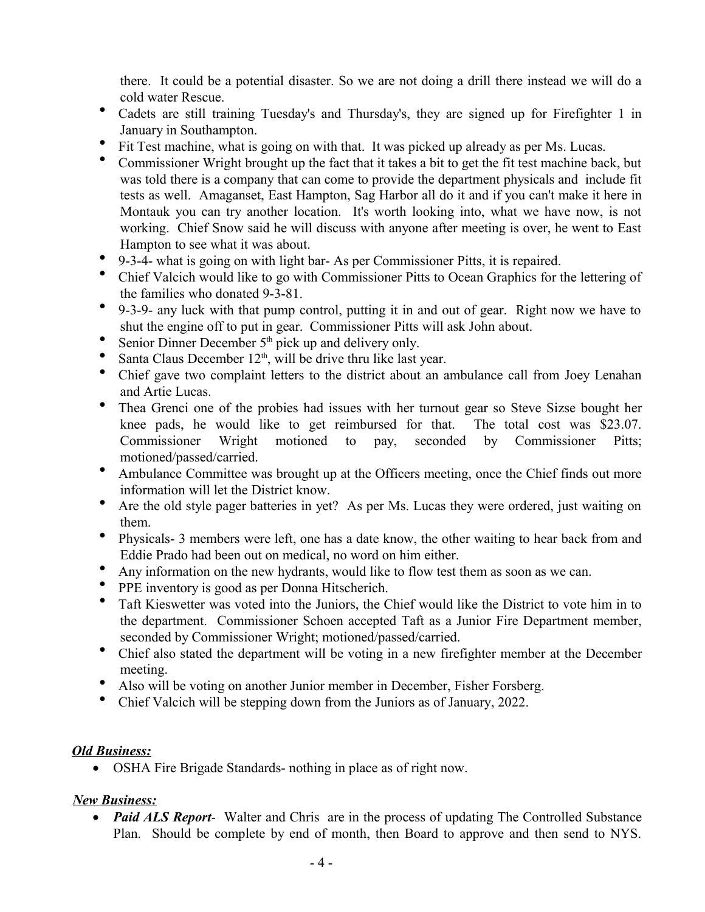there. It could be a potential disaster. So we are not doing a drill there instead we will do a cold water Rescue.

- Cadets are still training Tuesday's and Thursday's, they are signed up for Firefighter 1 in January in Southampton.
- Fit Test machine, what is going on with that. It was picked up already as per Ms. Lucas.
- Commissioner Wright brought up the fact that it takes a bit to get the fit test machine back, but was told there is a company that can come to provide the department physicals and include fit tests as well. Amaganset, East Hampton, Sag Harbor all do it and if you can't make it here in Montauk you can try another location. It's worth looking into, what we have now, is not working. Chief Snow said he will discuss with anyone after meeting is over, he went to East Hampton to see what it was about.
- 9-3-4- what is going on with light bar- As per Commissioner Pitts, it is repaired.
- Chief Valcich would like to go with Commissioner Pitts to Ocean Graphics for the lettering of the families who donated 9-3-81.
- 9-3-9- any luck with that pump control, putting it in and out of gear. Right now we have to shut the engine off to put in gear. Commissioner Pitts will ask John about.
- Senior Dinner December 5th pick up and delivery only.
- Santa Claus December 12th, will be drive thru like last year.
- Chief gave two complaint letters to the district about an ambulance call from Joey Lenahan and Artie Lucas.
- Thea Grenci one of the probies had issues with her turnout gear so Steve Sizse bought her knee pads, he would like to get reimbursed for that. The total cost was $23.07. Commissioner Wright motioned to pay, seconded by Commissioner Pitts; motioned/passed/carried.
- Ambulance Committee was brought up at the Officers meeting, once the Chief finds out more information will let the District know.
- Are the old style pager batteries in yet? As per Ms. Lucas they were ordered, just waiting on them.
- Physicals- 3 members were left, one has a date know, the other waiting to hear back from and Eddie Prado had been out on medical, no word on him either.
- Any information on the new hydrants, would like to flow test them as soon as we can.
- PPE inventory is good as per Donna Hitscherich.
- Taft Kieswetter was voted into the Juniors, the Chief would like the District to vote him in to the department. Commissioner Schoen accepted Taft as a Junior Fire Department member, seconded by Commissioner Wright; motioned/passed/carried.
- Chief also stated the department will be voting in a new firefighter member at the December meeting.
- Also will be voting on another Junior member in December, Fisher Forsberg.
- Chief Valcich will be stepping down from the Juniors as of January, 2022.

***Old Business:***

- OSHA Fire Brigade Standards- nothing in place as of right now.

***New Business:***

- ***Paid ALS Report***- Walter and Chris are in the process of updating The Controlled Substance Plan. Should be complete by end of month, then Board to approve and then send to NYS.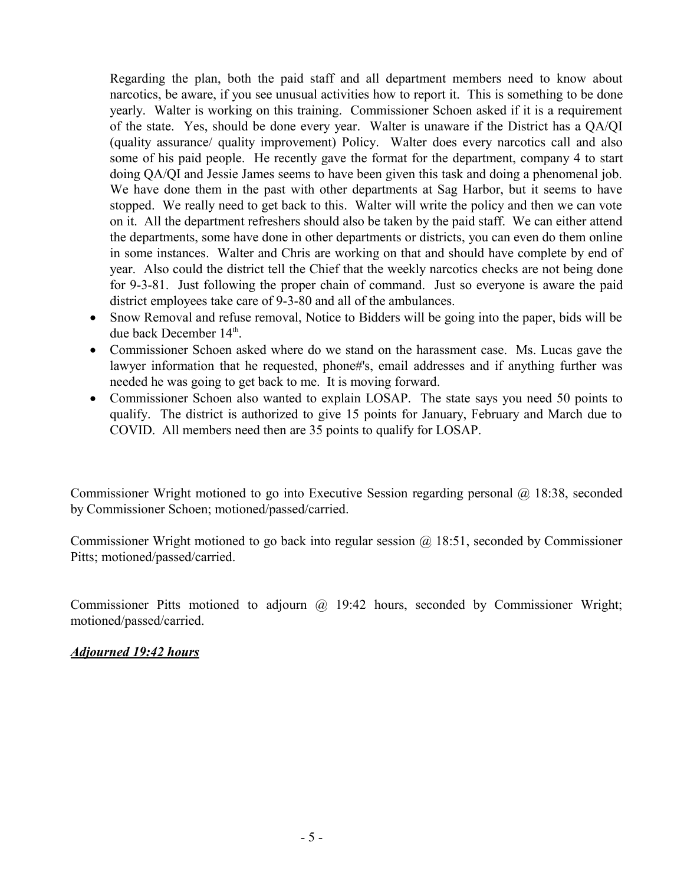Regarding the plan, both the paid staff and all department members need to know about narcotics, be aware, if you see unusual activities how to report it. This is something to be done yearly. Walter is working on this training. Commissioner Schoen asked if it is a requirement of the state. Yes, should be done every year. Walter is unaware if the District has a QA/QI (quality assurance/ quality improvement) Policy. Walter does every narcotics call and also some of his paid people. He recently gave the format for the department, company 4 to start doing QA/QI and Jessie James seems to have been given this task and doing a phenomenal job. We have done them in the past with other departments at Sag Harbor, but it seems to have stopped. We really need to get back to this. Walter will write the policy and then we can vote on it. All the department refreshers should also be taken by the paid staff. We can either attend the departments, some have done in other departments or districts, you can even do them online in some instances. Walter and Chris are working on that and should have complete by end of year. Also could the district tell the Chief that the weekly narcotics checks are not being done for 9-3-81. Just following the proper chain of command. Just so everyone is aware the paid district employees take care of 9-3-80 and all of the ambulances.

- Snow Removal and refuse removal, Notice to Bidders will be going into the paper, bids will be due back December 14th.
- Commissioner Schoen asked where do we stand on the harassment case. Ms. Lucas gave the lawyer information that he requested, phone#'s, email addresses and if anything further was needed he was going to get back to me. It is moving forward.
- Commissioner Schoen also wanted to explain LOSAP. The state says you need 50 points to qualify. The district is authorized to give 15 points for January, February and March due to COVID. All members need then are 35 points to qualify for LOSAP.

Commissioner Wright motioned to go into Executive Session regarding personal @ 18:38, seconded by Commissioner Schoen; motioned/passed/carried.

Commissioner Wright motioned to go back into regular session @ 18:51, seconded by Commissioner Pitts; motioned/passed/carried.

Commissioner Pitts motioned to adjourn @ 19:42 hours, seconded by Commissioner Wright; motioned/passed/carried.

***Adjourned 19:42 hours***